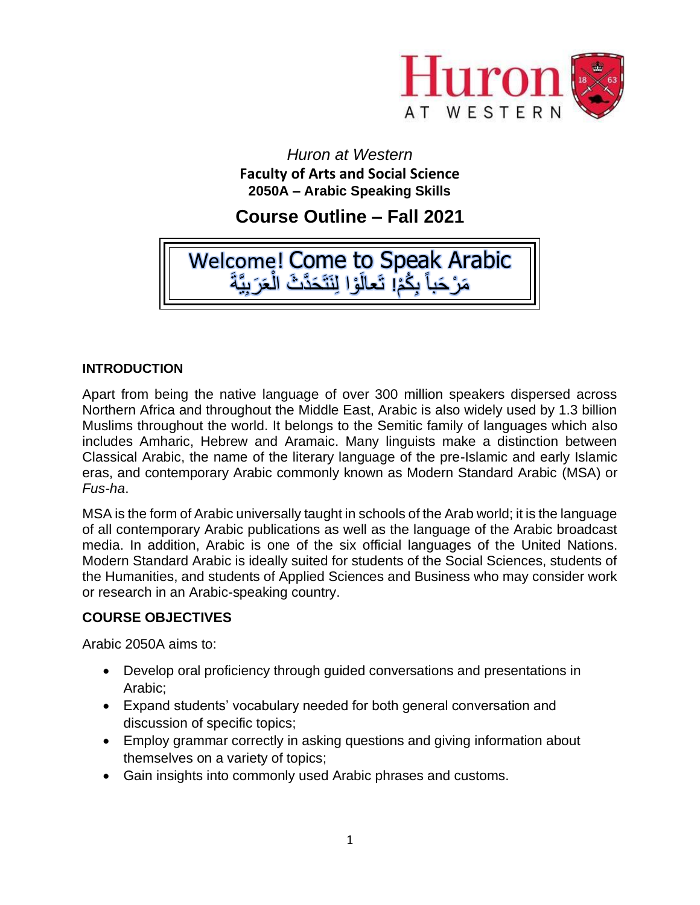*Huron at Western*

**Faculty of Arts and Social Science**

**2050A – Arabic Speaking Skills**

# Course Outline – Fall 2021

Welcome! Come to Speak Arabic
مَرْحَباً بِكُمْ! تَعالَوْا لِنَتَحَدَّثَ الْعَرَبِيَّةَ

## INTRODUCTION

Apart from being the native language of over 300 million speakers dispersed across Northern Africa and throughout the Middle East, Arabic is also widely used by 1.3 billion Muslims throughout the world. It belongs to the Semitic family of languages which also includes Amharic, Hebrew and Aramaic. Many linguists make a distinction between Classical Arabic, the name of the literary language of the pre-Islamic and early Islamic eras, and contemporary Arabic commonly known as Modern Standard Arabic (MSA) or *Fus-ha*.

MSA is the form of Arabic universally taught in schools of the Arab world; it is the language of all contemporary Arabic publications as well as the language of the Arabic broadcast media. In addition, Arabic is one of the six official languages of the United Nations. Modern Standard Arabic is ideally suited for students of the Social Sciences, students of the Humanities, and students of Applied Sciences and Business who may consider work or research in an Arabic-speaking country.

## COURSE OBJECTIVES

Arabic 2050A aims to:

- Develop oral proficiency through guided conversations and presentations in Arabic;
- Expand students' vocabulary needed for both general conversation and discussion of specific topics;
- Employ grammar correctly in asking questions and giving information about themselves on a variety of topics;
- Gain insights into commonly used Arabic phrases and customs.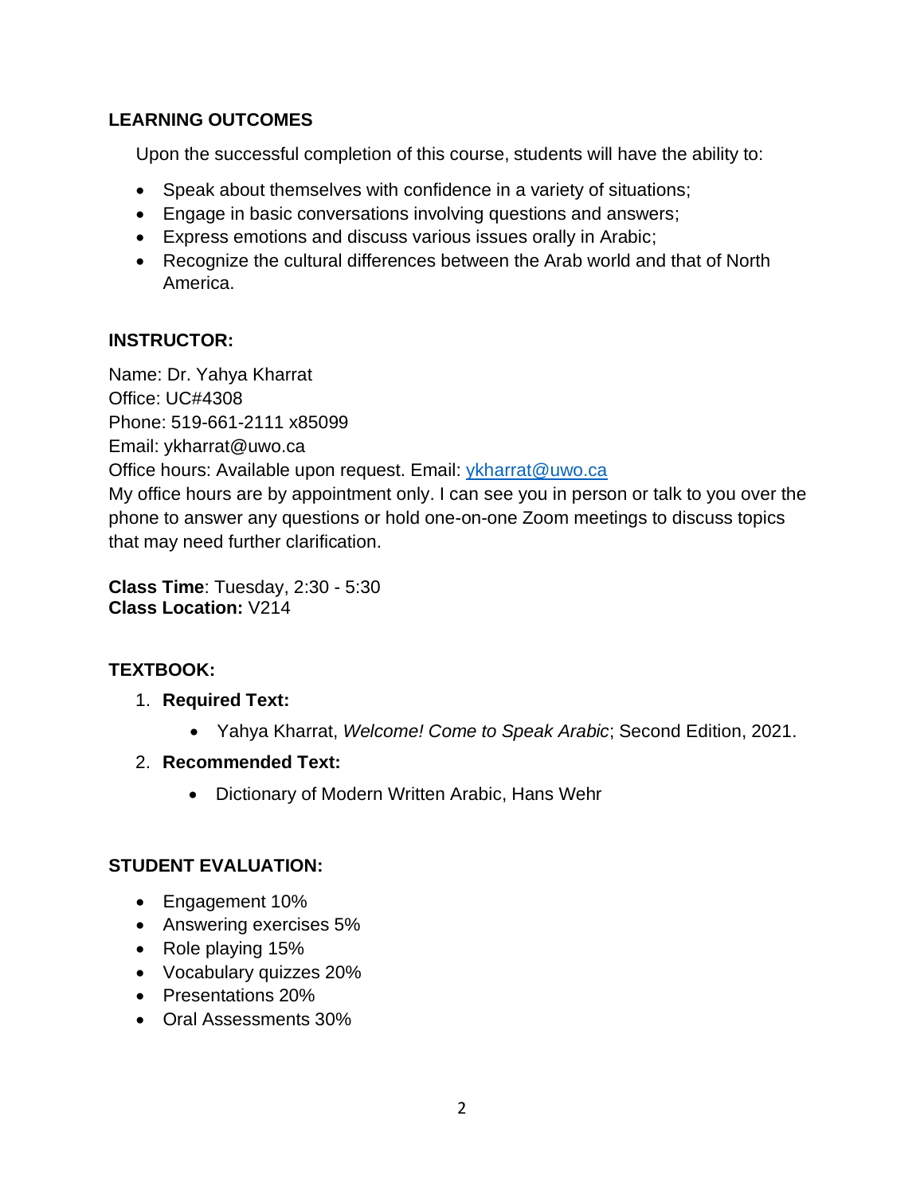## LEARNING OUTCOMES

Upon the successful completion of this course, students will have the ability to:

- Speak about themselves with confidence in a variety of situations;
- Engage in basic conversations involving questions and answers;
- Express emotions and discuss various issues orally in Arabic;
- Recognize the cultural differences between the Arab world and that of North America.

## INSTRUCTOR:

Name: Dr. Yahya Kharrat
Office: UC#4308
Phone: 519-661-2111 x85099
Email: ykharrat@uwo.ca
Office hours: Available upon request. Email: ykharrat@uwo.ca
My office hours are by appointment only. I can see you in person or talk to you over the phone to answer any questions or hold one-on-one Zoom meetings to discuss topics that may need further clarification.

**Class Time**: Tuesday, 2:30 - 5:30
**Class Location:** V214

## TEXTBOOK:

1. **Required Text:**
   - Yahya Kharrat, *Welcome! Come to Speak Arabic*; Second Edition, 2021.
2. **Recommended Text:**
   - Dictionary of Modern Written Arabic, Hans Wehr

## STUDENT EVALUATION:

- Engagement 10%
- Answering exercises 5%
- Role playing 15%
- Vocabulary quizzes 20%
- Presentations 20%
- Oral Assessments 30%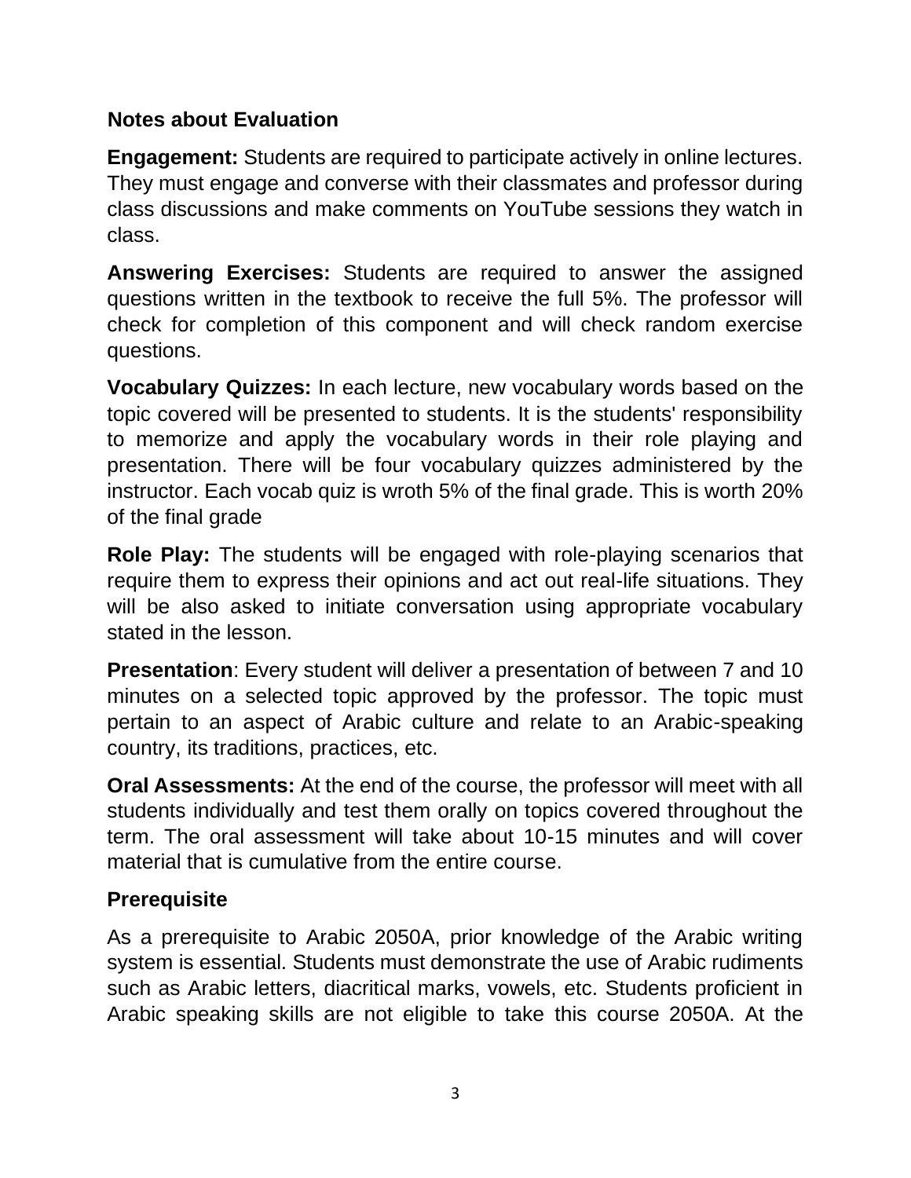## Notes about Evaluation

**Engagement:** Students are required to participate actively in online lectures. They must engage and converse with their classmates and professor during class discussions and make comments on YouTube sessions they watch in class.

**Answering Exercises:** Students are required to answer the assigned questions written in the textbook to receive the full 5%. The professor will check for completion of this component and will check random exercise questions.

**Vocabulary Quizzes:** In each lecture, new vocabulary words based on the topic covered will be presented to students. It is the students' responsibility to memorize and apply the vocabulary words in their role playing and presentation. There will be four vocabulary quizzes administered by the instructor. Each vocab quiz is wroth 5% of the final grade. This is worth 20% of the final grade

**Role Play:** The students will be engaged with role-playing scenarios that require them to express their opinions and act out real-life situations. They will be also asked to initiate conversation using appropriate vocabulary stated in the lesson.

**Presentation**: Every student will deliver a presentation of between 7 and 10 minutes on a selected topic approved by the professor. The topic must pertain to an aspect of Arabic culture and relate to an Arabic-speaking country, its traditions, practices, etc.

**Oral Assessments:** At the end of the course, the professor will meet with all students individually and test them orally on topics covered throughout the term. The oral assessment will take about 10-15 minutes and will cover material that is cumulative from the entire course.

## Prerequisite

As a prerequisite to Arabic 2050A, prior knowledge of the Arabic writing system is essential. Students must demonstrate the use of Arabic rudiments such as Arabic letters, diacritical marks, vowels, etc. Students proficient in Arabic speaking skills are not eligible to take this course 2050A. At the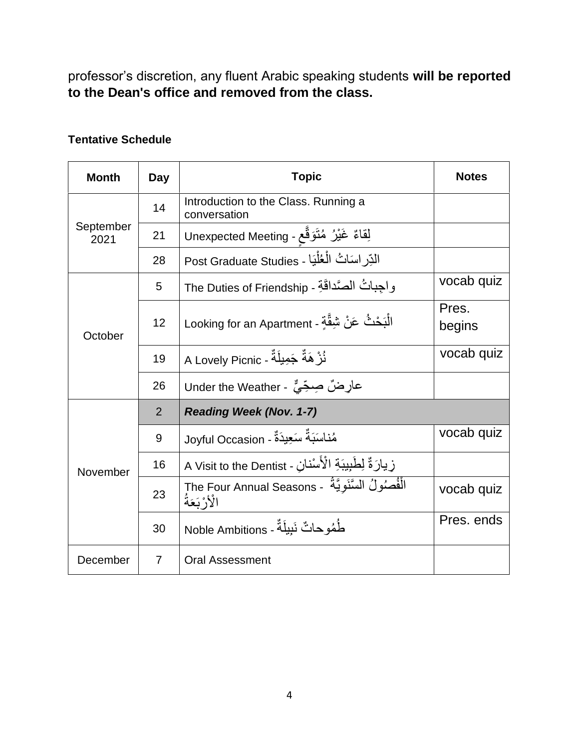professor's discretion, any fluent Arabic speaking students **will be reported to the Dean's office and removed from the class.**

**Tentative Schedule**

| Month | Day | Topic | Notes |
|---|---|---|---|
| September 2021 | 14 | Introduction to the Class. Running a conversation | |
| | 21 | Unexpected Meeting - لِقاءٌ غَيْرُ مُتَوَقَّعٍ | |
| | 28 | Post Graduate Studies - الدِّراسَاتُ الْعُلْيَا | |
| October | 5 | The Duties of Friendship - واجِباتُ الصَّداقَةِ | vocab quiz |
| | 12 | Looking for an Apartment - الْبَحْثُ عَنْ شِقَّةٍ | Pres. begins |
| | 19 | A Lovely Picnic - نُزْهَةٌ جَمِيلَةٌ | vocab quiz |
| | 26 | Under the Weather - عارِضٌ صِحِّيٌّ | |
| November | 2 | ***Reading Week (Nov. 1-7)*** | |
| | 9 | Joyful Occasion - مُناسَبَةٌ سَعِيدَةٌ | vocab quiz |
| | 16 | A Visit to the Dentist - زِيارَةٌ لِطَبِيبَةِ الْأَسْنانِ | |
| | 23 | The Four Annual Seasons - الْفُصُولُ السَّنَوِيَّةُ الْأَرْبَعَةُ | vocab quiz |
| | 30 | Noble Ambitions - طُمُوحاتٌ نَبِيلَةٌ | Pres. ends |
| December | 7 | Oral Assessment | |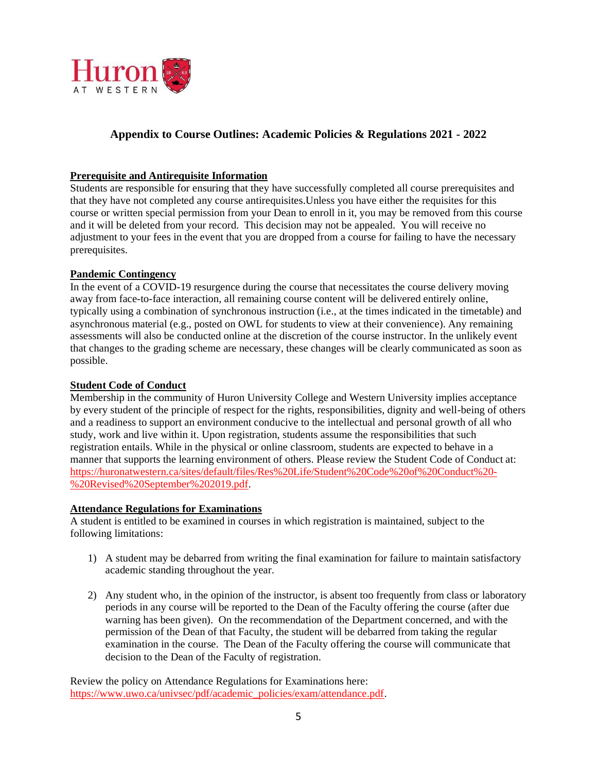## Appendix to Course Outlines: Academic Policies & Regulations 2021 - 2022

### Prerequisite and Antirequisite Information

Students are responsible for ensuring that they have successfully completed all course prerequisites and that they have not completed any course antirequisites.Unless you have either the requisites for this course or written special permission from your Dean to enroll in it, you may be removed from this course and it will be deleted from your record. This decision may not be appealed. You will receive no adjustment to your fees in the event that you are dropped from a course for failing to have the necessary prerequisites.

### Pandemic Contingency

In the event of a COVID-19 resurgence during the course that necessitates the course delivery moving away from face-to-face interaction, all remaining course content will be delivered entirely online, typically using a combination of synchronous instruction (i.e., at the times indicated in the timetable) and asynchronous material (e.g., posted on OWL for students to view at their convenience). Any remaining assessments will also be conducted online at the discretion of the course instructor. In the unlikely event that changes to the grading scheme are necessary, these changes will be clearly communicated as soon as possible.

### Student Code of Conduct

Membership in the community of Huron University College and Western University implies acceptance by every student of the principle of respect for the rights, responsibilities, dignity and well-being of others and a readiness to support an environment conducive to the intellectual and personal growth of all who study, work and live within it. Upon registration, students assume the responsibilities that such registration entails. While in the physical or online classroom, students are expected to behave in a manner that supports the learning environment of others. Please review the Student Code of Conduct at: https://huronatwestern.ca/sites/default/files/Res%20Life/Student%20Code%20of%20Conduct%20-%20Revised%20September%202019.pdf.

### Attendance Regulations for Examinations

A student is entitled to be examined in courses in which registration is maintained, subject to the following limitations:

1) A student may be debarred from writing the final examination for failure to maintain satisfactory academic standing throughout the year.

2) Any student who, in the opinion of the instructor, is absent too frequently from class or laboratory periods in any course will be reported to the Dean of the Faculty offering the course (after due warning has been given). On the recommendation of the Department concerned, and with the permission of the Dean of that Faculty, the student will be debarred from taking the regular examination in the course. The Dean of the Faculty offering the course will communicate that decision to the Dean of the Faculty of registration.

Review the policy on Attendance Regulations for Examinations here: https://www.uwo.ca/univsec/pdf/academic_policies/exam/attendance.pdf.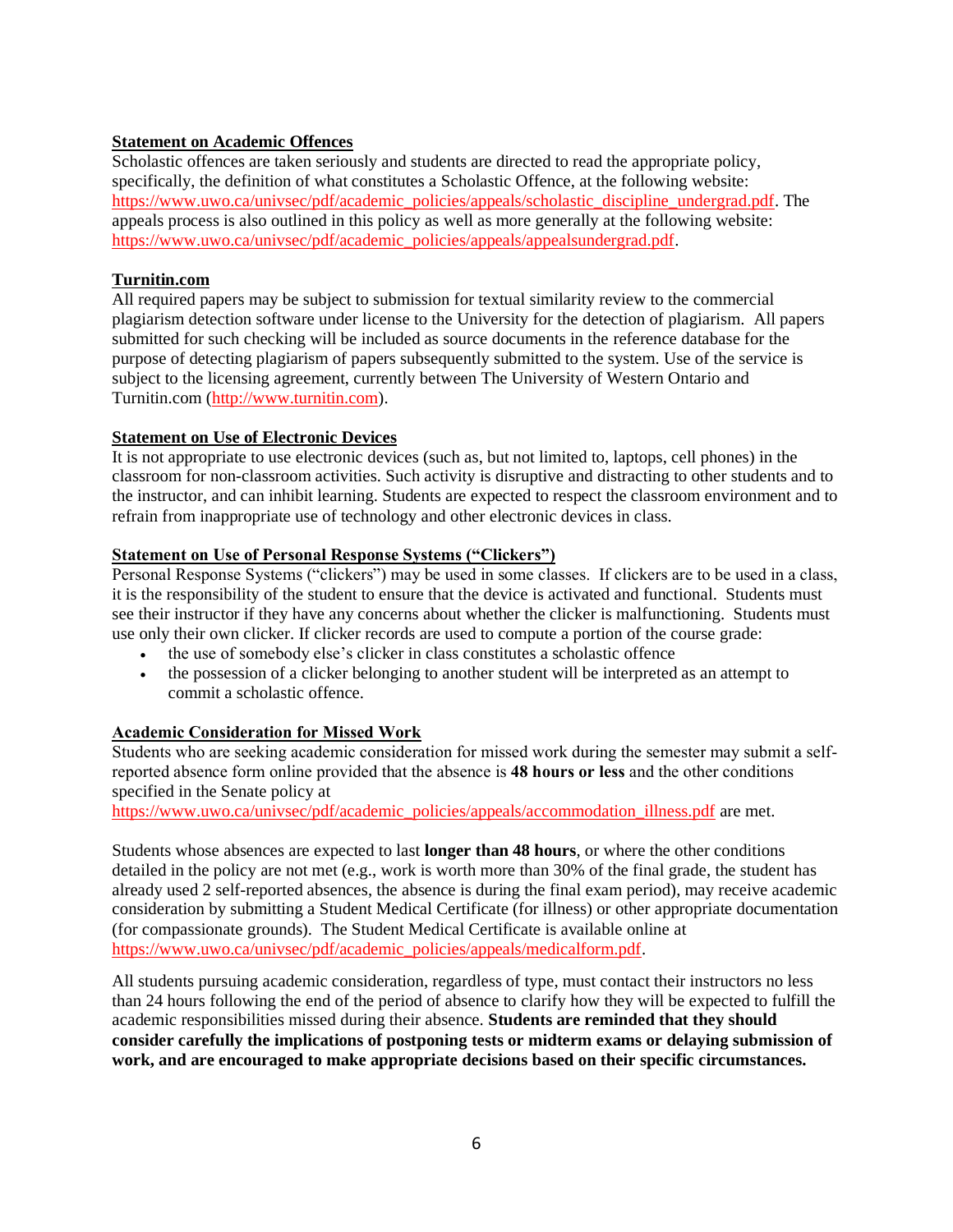**Statement on Academic Offences**

Scholastic offences are taken seriously and students are directed to read the appropriate policy, specifically, the definition of what constitutes a Scholastic Offence, at the following website: https://www.uwo.ca/univsec/pdf/academic_policies/appeals/scholastic_discipline_undergrad.pdf. The appeals process is also outlined in this policy as well as more generally at the following website: https://www.uwo.ca/univsec/pdf/academic_policies/appeals/appealsundergrad.pdf.

**Turnitin.com**

All required papers may be subject to submission for textual similarity review to the commercial plagiarism detection software under license to the University for the detection of plagiarism. All papers submitted for such checking will be included as source documents in the reference database for the purpose of detecting plagiarism of papers subsequently submitted to the system. Use of the service is subject to the licensing agreement, currently between The University of Western Ontario and Turnitin.com (http://www.turnitin.com).

**Statement on Use of Electronic Devices**

It is not appropriate to use electronic devices (such as, but not limited to, laptops, cell phones) in the classroom for non-classroom activities. Such activity is disruptive and distracting to other students and to the instructor, and can inhibit learning. Students are expected to respect the classroom environment and to refrain from inappropriate use of technology and other electronic devices in class.

**Statement on Use of Personal Response Systems ("Clickers")**

Personal Response Systems ("clickers") may be used in some classes. If clickers are to be used in a class, it is the responsibility of the student to ensure that the device is activated and functional. Students must see their instructor if they have any concerns about whether the clicker is malfunctioning. Students must use only their own clicker. If clicker records are used to compute a portion of the course grade:

- the use of somebody else's clicker in class constitutes a scholastic offence
- the possession of a clicker belonging to another student will be interpreted as an attempt to commit a scholastic offence.

**Academic Consideration for Missed Work**

Students who are seeking academic consideration for missed work during the semester may submit a self-reported absence form online provided that the absence is **48 hours or less** and the other conditions specified in the Senate policy at https://www.uwo.ca/univsec/pdf/academic_policies/appeals/accommodation_illness.pdf are met.

Students whose absences are expected to last **longer than 48 hours**, or where the other conditions detailed in the policy are not met (e.g., work is worth more than 30% of the final grade, the student has already used 2 self-reported absences, the absence is during the final exam period), may receive academic consideration by submitting a Student Medical Certificate (for illness) or other appropriate documentation (for compassionate grounds). The Student Medical Certificate is available online at https://www.uwo.ca/univsec/pdf/academic_policies/appeals/medicalform.pdf.

All students pursuing academic consideration, regardless of type, must contact their instructors no less than 24 hours following the end of the period of absence to clarify how they will be expected to fulfill the academic responsibilities missed during their absence. **Students are reminded that they should consider carefully the implications of postponing tests or midterm exams or delaying submission of work, and are encouraged to make appropriate decisions based on their specific circumstances.**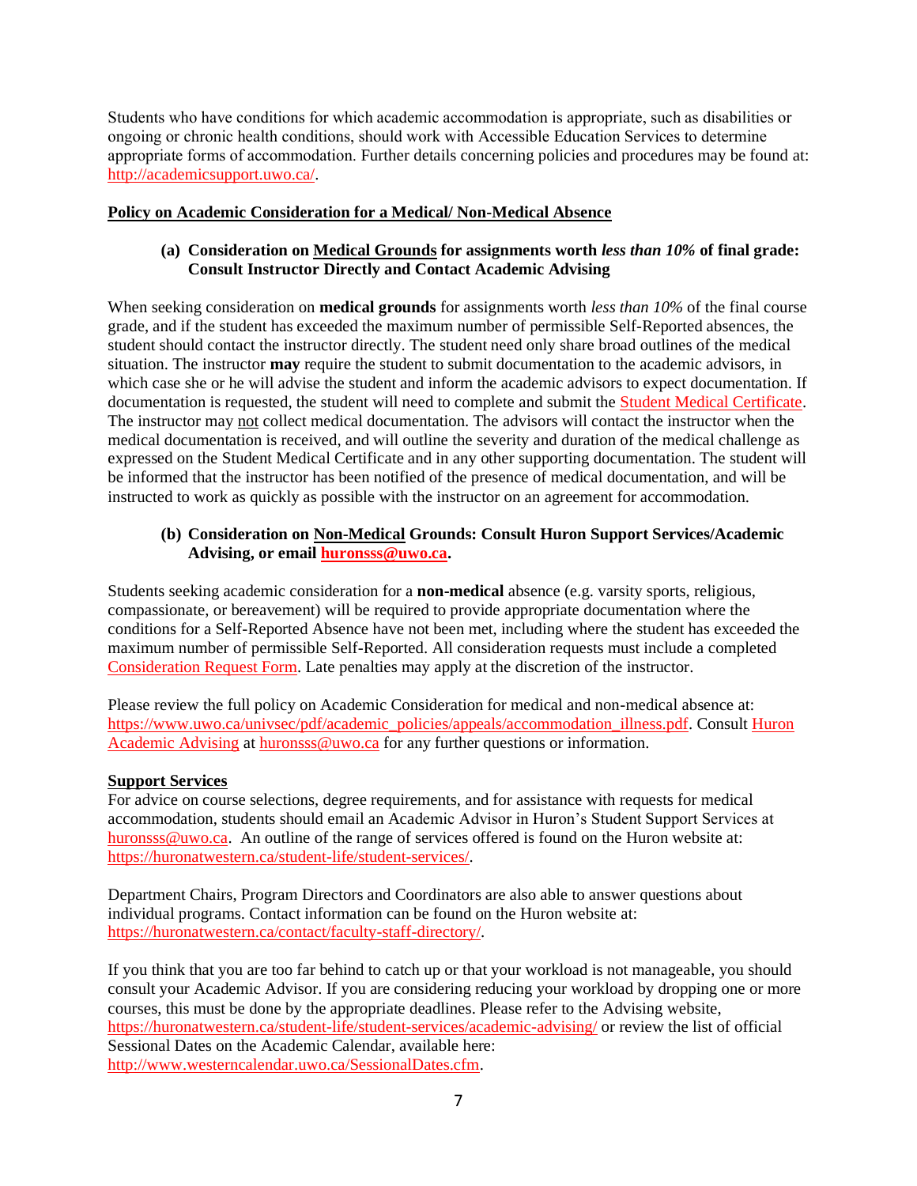Students who have conditions for which academic accommodation is appropriate, such as disabilities or ongoing or chronic health conditions, should work with Accessible Education Services to determine appropriate forms of accommodation. Further details concerning policies and procedures may be found at: http://academicsupport.uwo.ca/.

## Policy on Academic Consideration for a Medical/ Non-Medical Absence

### (a) Consideration on Medical Grounds for assignments worth *less than 10%* of final grade: Consult Instructor Directly and Contact Academic Advising

When seeking consideration on **medical grounds** for assignments worth *less than 10%* of the final course grade, and if the student has exceeded the maximum number of permissible Self-Reported absences, the student should contact the instructor directly. The student need only share broad outlines of the medical situation. The instructor **may** require the student to submit documentation to the academic advisors, in which case she or he will advise the student and inform the academic advisors to expect documentation. If documentation is requested, the student will need to complete and submit the Student Medical Certificate. The instructor may not collect medical documentation. The advisors will contact the instructor when the medical documentation is received, and will outline the severity and duration of the medical challenge as expressed on the Student Medical Certificate and in any other supporting documentation. The student will be informed that the instructor has been notified of the presence of medical documentation, and will be instructed to work as quickly as possible with the instructor on an agreement for accommodation.

### (b) Consideration on Non-Medical Grounds: Consult Huron Support Services/Academic Advising, or email huronsss@uwo.ca.

Students seeking academic consideration for a **non-medical** absence (e.g. varsity sports, religious, compassionate, or bereavement) will be required to provide appropriate documentation where the conditions for a Self-Reported Absence have not been met, including where the student has exceeded the maximum number of permissible Self-Reported. All consideration requests must include a completed Consideration Request Form. Late penalties may apply at the discretion of the instructor.

Please review the full policy on Academic Consideration for medical and non-medical absence at: https://www.uwo.ca/univsec/pdf/academic_policies/appeals/accommodation_illness.pdf. Consult Huron Academic Advising at huronsss@uwo.ca for any further questions or information.

## Support Services

For advice on course selections, degree requirements, and for assistance with requests for medical accommodation, students should email an Academic Advisor in Huron's Student Support Services at huronsss@uwo.ca. An outline of the range of services offered is found on the Huron website at: https://huronatwestern.ca/student-life/student-services/.

Department Chairs, Program Directors and Coordinators are also able to answer questions about individual programs. Contact information can be found on the Huron website at: https://huronatwestern.ca/contact/faculty-staff-directory/.

If you think that you are too far behind to catch up or that your workload is not manageable, you should consult your Academic Advisor. If you are considering reducing your workload by dropping one or more courses, this must be done by the appropriate deadlines. Please refer to the Advising website, https://huronatwestern.ca/student-life/student-services/academic-advising/ or review the list of official Sessional Dates on the Academic Calendar, available here: http://www.westerncalendar.uwo.ca/SessionalDates.cfm.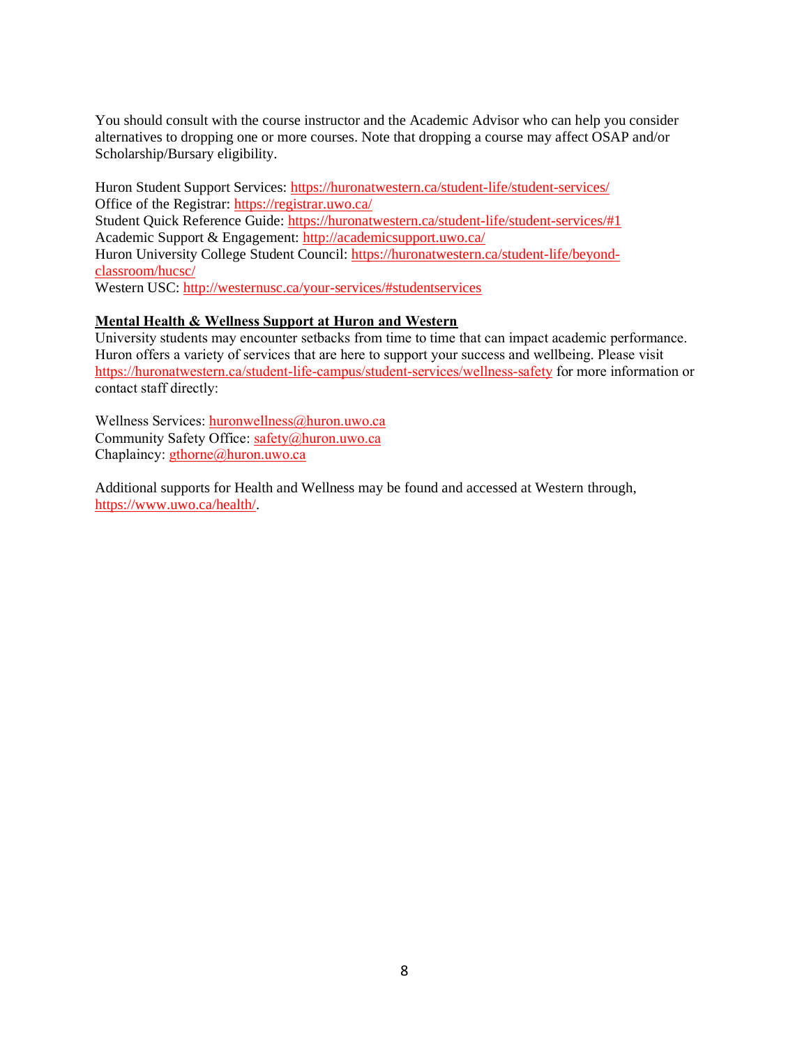You should consult with the course instructor and the Academic Advisor who can help you consider alternatives to dropping one or more courses. Note that dropping a course may affect OSAP and/or Scholarship/Bursary eligibility.

Huron Student Support Services: https://huronatwestern.ca/student-life/student-services/
Office of the Registrar: https://registrar.uwo.ca/
Student Quick Reference Guide: https://huronatwestern.ca/student-life/student-services/#1
Academic Support & Engagement: http://academicsupport.uwo.ca/
Huron University College Student Council: https://huronatwestern.ca/student-life/beyond-classroom/hucsc/
Western USC: http://westernusc.ca/your-services/#studentservices

**Mental Health & Wellness Support at Huron and Western**

University students may encounter setbacks from time to time that can impact academic performance. Huron offers a variety of services that are here to support your success and wellbeing. Please visit https://huronatwestern.ca/student-life-campus/student-services/wellness-safety for more information or contact staff directly:

Wellness Services: huronwellness@huron.uwo.ca
Community Safety Office: safety@huron.uwo.ca
Chaplaincy: gthorne@huron.uwo.ca

Additional supports for Health and Wellness may be found and accessed at Western through, https://www.uwo.ca/health/.